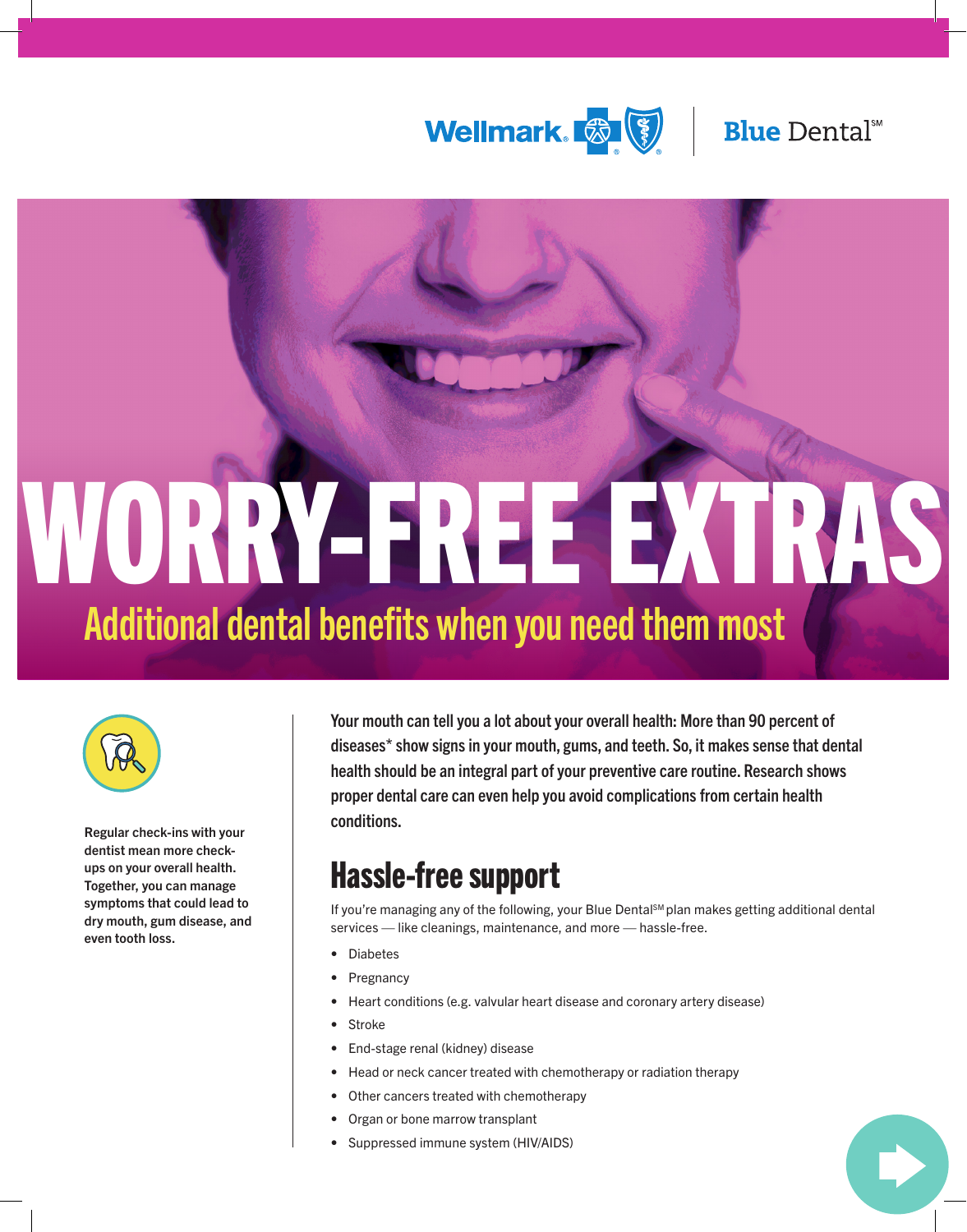Wellmark. Blue Dental℠

# WORRY-FREE EXTRAS

## Additional dental benefits when you need them most

**Regular check-ins with your dentist mean more check-ups on your overall health. Together, you can manage symptoms that could lead to dry mouth, gum disease, and even tooth loss.**

**Your mouth can tell you a lot about your overall health: More than 90 percent of diseases* show signs in your mouth, gums, and teeth. So, it makes sense that dental health should be an integral part of your preventive care routine. Research shows proper dental care can even help you avoid complications from certain health conditions.**

## Hassle-free support

If you're managing any of the following, your Blue Dental℠ plan makes getting additional dental services — like cleanings, maintenance, and more — hassle-free.

- Diabetes
- Pregnancy
- Heart conditions (e.g. valvular heart disease and coronary artery disease)
- Stroke
- End-stage renal (kidney) disease
- Head or neck cancer treated with chemotherapy or radiation therapy
- Other cancers treated with chemotherapy
- Organ or bone marrow transplant
- Suppressed immune system (HIV/AIDS)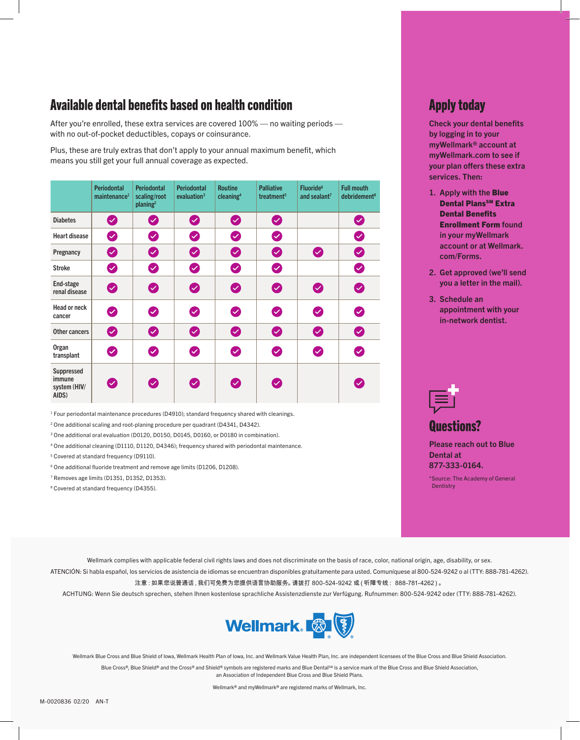## Available dental benefits based on health condition

After you're enrolled, these extra services are covered 100% — no waiting periods — with no out-of-pocket deductibles, copays or coinsurance.

Plus, these are truly extras that don't apply to your annual maximum benefit, which means you still get your full annual coverage as expected.

| | Periodontal maintenance[1] | Periodontal scaling/root planing[2] | Periodontal evaluation[3] | Routine cleaning[4] | Palliative treatment[5] | Fluoride[6] and sealant[7] | Full mouth debridement[8] |
|---|---|---|---|---|---|---|---|
| Diabetes | ✓ | ✓ | ✓ | ✓ | ✓ | | ✓ |
| Heart disease | ✓ | ✓ | ✓ | ✓ | ✓ | | ✓ |
| Pregnancy | ✓ | ✓ | ✓ | ✓ | ✓ | ✓ | ✓ |
| Stroke | ✓ | ✓ | ✓ | ✓ | ✓ | | ✓ |
| End-stage renal disease | ✓ | ✓ | ✓ | ✓ | ✓ | ✓ | ✓ |
| Head or neck cancer | ✓ | ✓ | ✓ | ✓ | ✓ | ✓ | ✓ |
| Other cancers | ✓ | ✓ | ✓ | ✓ | ✓ | ✓ | ✓ |
| Organ transplant | ✓ | ✓ | ✓ | ✓ | ✓ | ✓ | ✓ |
| Suppressed immune system (HIV/AIDS) | ✓ | ✓ | ✓ | ✓ | ✓ | | ✓ |

[1] Four periodontal maintenance procedures (D4910); standard frequency shared with cleanings.

[2] One additional scaling and root-planing procedure per quadrant (D4341, D4342).

[3] One additional oral evaluation (D0120, D0150, D0145, D0160, or D0180 in combination).

[4] One additional cleaning (D1110, D1120, D4346); frequency shared with periodontal maintenance.

[5] Covered at standard frequency (D9110).

[6] One additional fluoride treatment and remove age limits (D1206, D1208).

[7] Removes age limits (D1351, D1352, D1353).

[8] Covered at standard frequency (D4355).

## Apply today

**Check your dental benefits by logging in to your myWellmark® account at myWellmark.com to see if your plan offers these extra services. Then:**

1. **Apply with the Blue Dental Plans℠ Extra Dental Benefits Enrollment Form found in your myWellmark account or at Wellmark.com/Forms.**
2. **Get approved (we'll send you a letter in the mail).**
3. **Schedule an appointment with your in-network dentist.**

## Questions?

**Please reach out to Blue Dental at 877-333-0164.**

*Source: The Academy of General Dentistry

Wellmark complies with applicable federal civil rights laws and does not discriminate on the basis of race, color, national origin, age, disability, or sex.

ATENCIÓN: Si habla español, los servicios de asistencia de idiomas se encuentran disponibles gratuitamente para usted. Comuníquese al 800-524-9242 o al (TTY: 888-781-4262).

注意：如果您说普通话，我们可免费为您提供语言协助服务。请拨打 800-524-9242 或 ( 听障专线： 888-781-4262 ) 。

ACHTUNG: Wenn Sie deutsch sprechen, stehen Ihnen kostenlose sprachliche Assistenzdienste zur Verfügung. Rufnummer: 800-524-9242 oder (TTY: 888-781-4262).

Wellmark Blue Cross and Blue Shield of Iowa, Wellmark Health Plan of Iowa, Inc. and Wellmark Value Health Plan, Inc. are independent licensees of the Blue Cross and Blue Shield Association.

Blue Cross®, Blue Shield® and the Cross® and Shield® symbols are registered marks and Blue Dental℠ is a service mark of the Blue Cross and Blue Shield Association, an Association of Independent Blue Cross and Blue Shield Plans.

Wellmark® and myWellmark® are registered marks of Wellmark, Inc.

M-0020836 02/20 AN-T